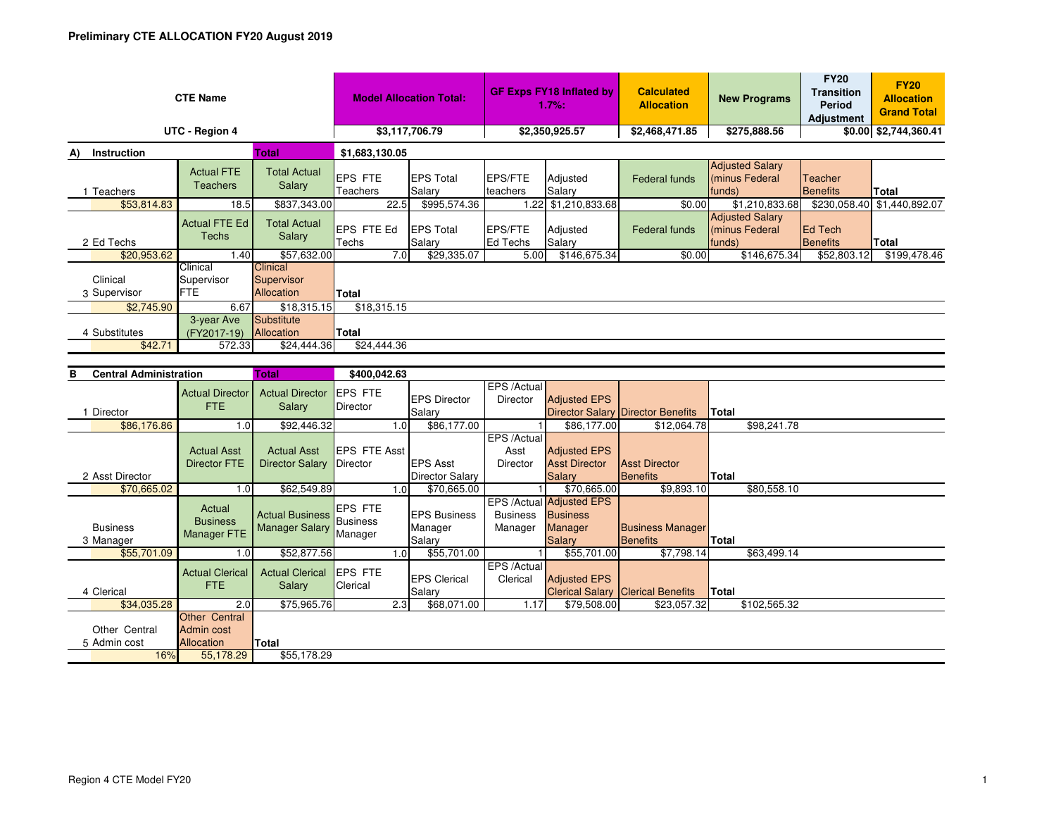**Preliminary CTE ALLOCATION FY20 August 2019**

| CTE Name | | | Model Allocation Total: | | GF Exps FY18 Inflated by 1.7%: | | Calculated Allocation | New Programs | FY20 Transition Period Adjustment | FY20 Allocation Grand Total |
|---|---|---|---|---|---|---|---|---|---|---|
| UTC - Region 4 | | | $3,117,706.79 | | $2,350,925.57 | | $2,468,471.85 | $275,888.56 | $0.00 | $2,744,360.41 |

**A) Instruction** — Total: $1,683,130.05

| 1 Teachers | Actual FTE Teachers | Total Actual Salary | EPS FTE Teachers | EPS Total Salary | EPS/FTE teachers | Adjusted Salary | Federal funds | Adjusted Salary (minus Federal funds) | Teacher Benefits | Total |
|---|---|---|---|---|---|---|---|---|---|---|
| $53,814.83 | 18.5 | $837,343.00 | 22.5 | $995,574.36 | 1.22 | $1,210,833.68 | $0.00 | $1,210,833.68 | $230,058.40 | $1,440,892.07 |

| 2 Ed Techs | Actual FTE Ed Techs | Total Actual Salary | EPS FTE Ed Techs | EPS Total Salary | EPS/FTE Ed Techs | Adjusted Salary | Federal funds | Adjusted Salary (minus Federal funds) | Ed Tech Benefits | Total |
|---|---|---|---|---|---|---|---|---|---|---|
| $20,953.62 | 1.40 | $57,632.00 | 7.0 | $29,335.07 | 5.00 | $146,675.34 | $0.00 | $146,675.34 | $52,803.12 | $199,478.46 |

| 3 Clinical Supervisor | Clinical Supervisor FTE | Clinical Supervisor Allocation | Total |
|---|---|---|---|
| $2,745.90 | 6.67 | $18,315.15 | $18,315.15 |

| 4 Substitutes | 3-year Ave (FY2017-19) | Substitute Allocation | Total |
|---|---|---|---|
| $42.71 | 572.33 | $24,444.36 | $24,444.36 |

**B Central Administration** — Total: $400,042.63

| 1 Director | Actual Director FTE | Actual Director Salary | EPS FTE Director | EPS Director Salary | EPS /Actual Director | Adjusted EPS Director Salary | Director Benefits | Total |
|---|---|---|---|---|---|---|---|---|
| $86,176.86 | 1.0 | $92,446.32 | 1.0 | $86,177.00 | 1 | $86,177.00 | $12,064.78 | $98,241.78 |

| 2 Asst Director | Actual Asst Director FTE | Actual Asst Director Salary | EPS FTE Asst Director | EPS Asst Director Salary | EPS /Actual Asst Director | Adjusted EPS Asst Director Salary | Asst Director Benefits | Total |
|---|---|---|---|---|---|---|---|---|
| $70,665.02 | 1.0 | $62,549.89 | 1.0 | $70,665.00 | 1 | $70,665.00 | $9,893.10 | $80,558.10 |

| 3 Business Manager | Actual Business Manager FTE | Actual Business Manager Salary | EPS FTE Business Manager | EPS Business Manager Salary | EPS /Actual Business Manager | Adjusted EPS Business Manager Salary | Business Manager Benefits | Total |
|---|---|---|---|---|---|---|---|---|
| $55,701.09 | 1.0 | $52,877.56 | 1.0 | $55,701.00 | 1 | $55,701.00 | $7,798.14 | $63,499.14 |

| 4 Clerical | Actual Clerical FTE | Actual Clerical Salary | EPS FTE Clerical | EPS Clerical Salary | EPS /Actual Clerical | Adjusted EPS Clerical Salary | Clerical Benefits | Total |
|---|---|---|---|---|---|---|---|---|
| $34,035.28 | 2.0 | $75,965.76 | 2.3 | $68,071.00 | 1.17 | $79,508.00 | $23,057.32 | $102,565.32 |

| 5 Other Central Admin cost | Other Central Admin cost Allocation | Total |
|---|---|---|
| 16% | 55,178.29 | $55,178.29 |

Region 4 CTE Model FY20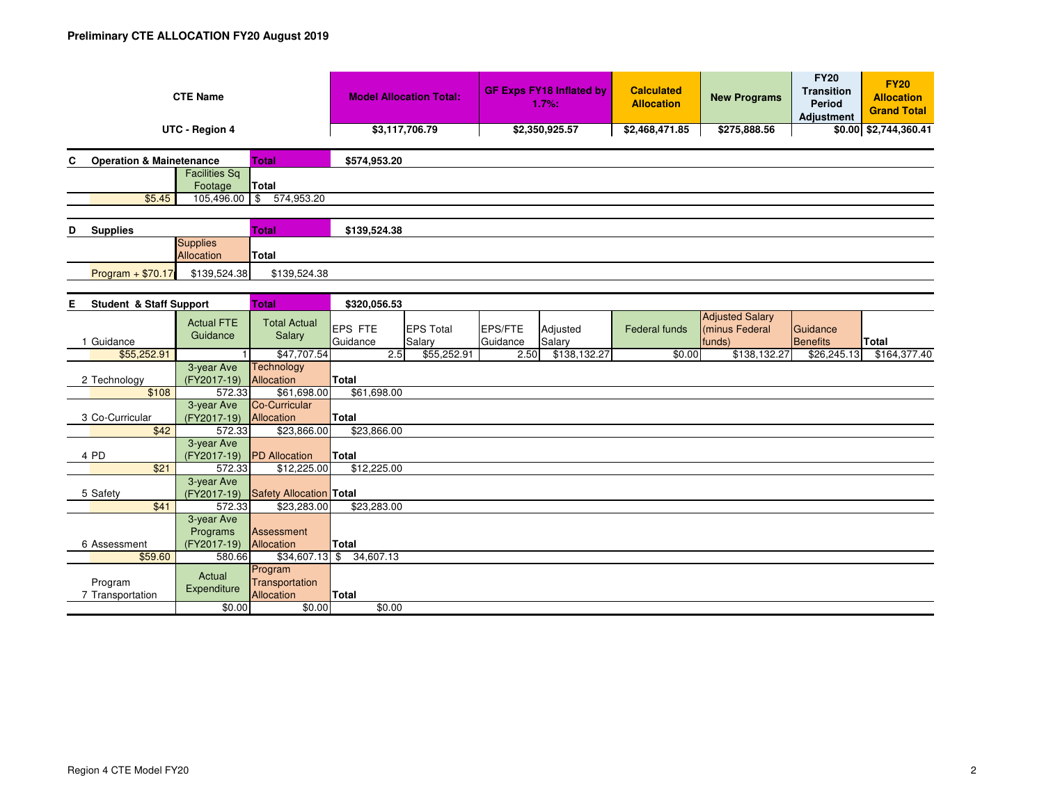**Preliminary CTE ALLOCATION FY20 August 2019**

| CTE Name | Model Allocation Total: | GF Exps FY18 Inflated by 1.7%: | Calculated Allocation | New Programs | FY20 Transition Period Adjustment | FY20 Allocation Grand Total |
|---|---|---|---|---|---|---|
| UTC - Region 4 | $3,117,706.79 | $2,350,925.57 | $2,468,471.85 | $275,888.56 | $0.00 | $2,744,360.41 |

**C Operation & Mainetenance** — Total: $574,953.20

| | Facilities Sq Footage | Total |
|---|---|---|
| $5.45 | 105,496.00 | $ 574,953.20 |

**D Supplies** — Total: $139,524.38

| | Supplies Allocation | Total |
|---|---|---|
| Program + $70.17 | $139,524.38 | $139,524.38 |

**E Student & Staff Support** — Total: $320,056.53

| 1 Guidance | Actual FTE Guidance | Total Actual Salary | EPS FTE Guidance | EPS Total Salary | EPS/FTE Guidance | Adjusted Salary | Federal funds | Adjusted Salary (minus Federal funds) | Guidance Benefits | Total |
|---|---|---|---|---|---|---|---|---|---|---|
| $55,252.91 | 1 | $47,707.54 | 2.5 | $55,252.91 | 2.50 | $138,132.27 | $0.00 | $138,132.27 | $26,245.13 | $164,377.40 |

| 2 Technology | 3-year Ave (FY2017-19) | Technology Allocation | Total |
|---|---|---|---|
| $108 | 572.33 | $61,698.00 | $61,698.00 |

| 3 Co-Curricular | 3-year Ave (FY2017-19) | Co-Curricular Allocation | Total |
|---|---|---|---|
| $42 | 572.33 | $23,866.00 | $23,866.00 |

| 4 PD | 3-year Ave (FY2017-19) | PD Allocation | Total |
|---|---|---|---|
| $21 | 572.33 | $12,225.00 | $12,225.00 |

| 5 Safety | 3-year Ave (FY2017-19) | Safety Allocation | Total |
|---|---|---|---|
| $41 | 572.33 | $23,283.00 | $23,283.00 |

| 6 Assessment | 3-year Ave Programs (FY2017-19) | Assessment Allocation | Total |
|---|---|---|---|
| $59.60 | 580.66 | $34,607.13 | $ 34,607.13 |

| 7 Program Transportation | Actual Expenditure | Program Transportation Allocation | Total |
|---|---|---|---|
| | $0.00 | $0.00 | $0.00 |

Region 4 CTE Model FY20